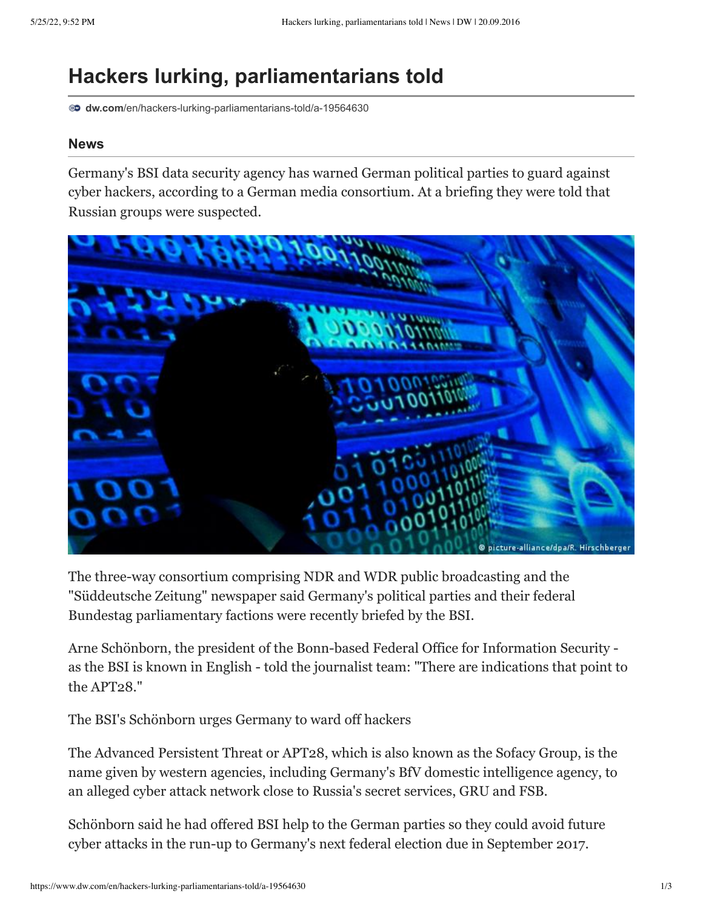# Hackers lurking, parliamentarians told

dw.com/en/hackers-lurking-parliamentarians-told/a-19564630

## News

Germany's BSI data security agency has warned German political parties to guard against cyber hackers, according to a German media consortium. At a briefing they were told that Russian groups were suspected.

© picture-alliance/dpa/R. Hirschberger

The three-way consortium comprising NDR and WDR public broadcasting and the "Süddeutsche Zeitung" newspaper said Germany's political parties and their federal Bundestag parliamentary factions were recently briefed by the BSI.

Arne Schönborn, the president of the Bonn-based Federal Office for Information Security - as the BSI is known in English - told the journalist team: "There are indications that point to the APT28."

The BSI's Schönborn urges Germany to ward off hackers

The Advanced Persistent Threat or APT28, which is also known as the Sofacy Group, is the name given by western agencies, including Germany's BfV domestic intelligence agency, to an alleged cyber attack network close to Russia's secret services, GRU and FSB.

Schönborn said he had offered BSI help to the German parties so they could avoid future cyber attacks in the run-up to Germany's next federal election due in September 2017.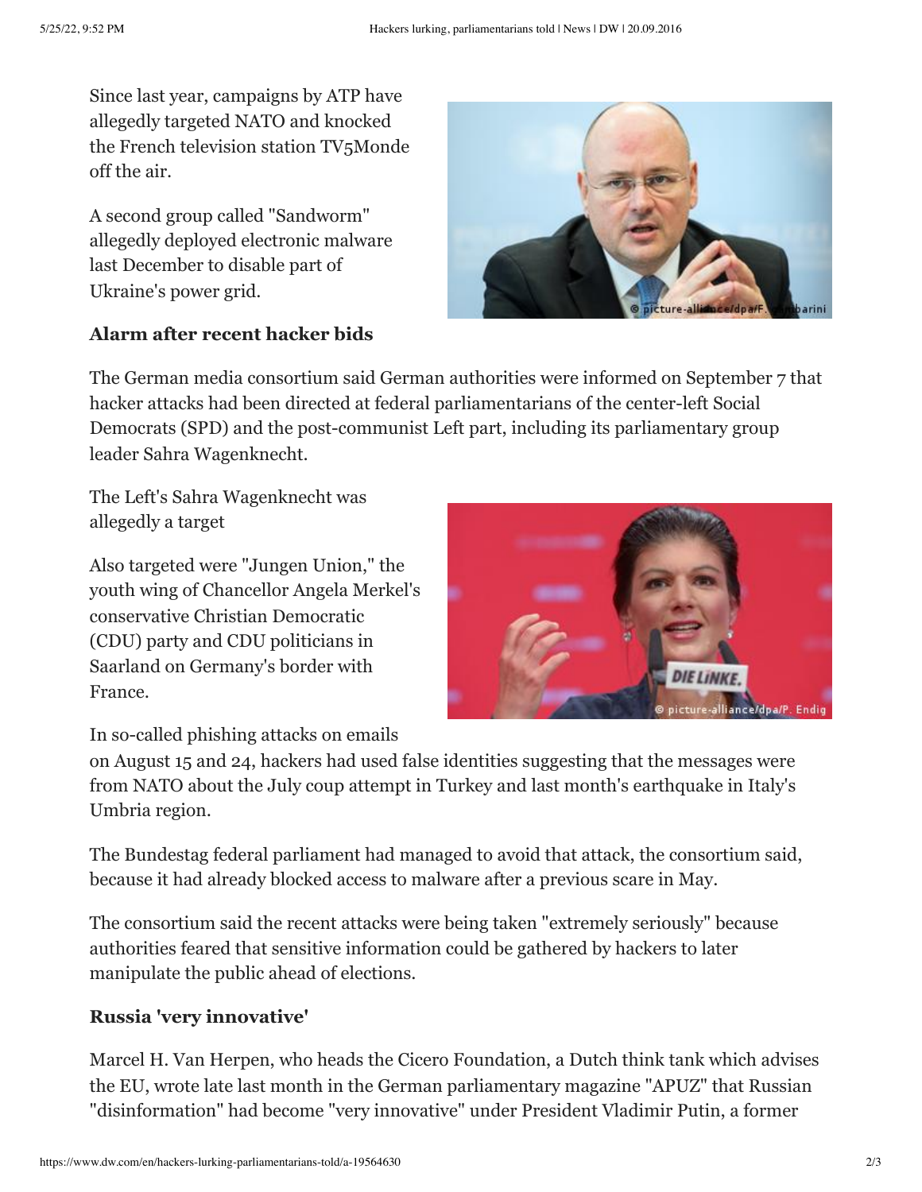Since last year, campaigns by ATP have allegedly targeted NATO and knocked the French television station TV5Monde off the air.

A second group called "Sandworm" allegedly deployed electronic malware last December to disable part of Ukraine's power grid.

### Alarm after recent hacker bids

The German media consortium said German authorities were informed on September 7 that hacker attacks had been directed at federal parliamentarians of the center-left Social Democrats (SPD) and the post-communist Left part, including its parliamentary group leader Sahra Wagenknecht.

The Left's Sahra Wagenknecht was allegedly a target

Also targeted were "Jungen Union," the youth wing of Chancellor Angela Merkel's conservative Christian Democratic (CDU) party and CDU politicians in Saarland on Germany's border with France.

In so-called phishing attacks on emails on August 15 and 24, hackers had used false identities suggesting that the messages were from NATO about the July coup attempt in Turkey and last month's earthquake in Italy's Umbria region.

The Bundestag federal parliament had managed to avoid that attack, the consortium said, because it had already blocked access to malware after a previous scare in May.

The consortium said the recent attacks were being taken "extremely seriously" because authorities feared that sensitive information could be gathered by hackers to later manipulate the public ahead of elections.

### Russia 'very innovative'

Marcel H. Van Herpen, who heads the Cicero Foundation, a Dutch think tank which advises the EU, wrote late last month in the German parliamentary magazine "APUZ" that Russian "disinformation" had become "very innovative" under President Vladimir Putin, a former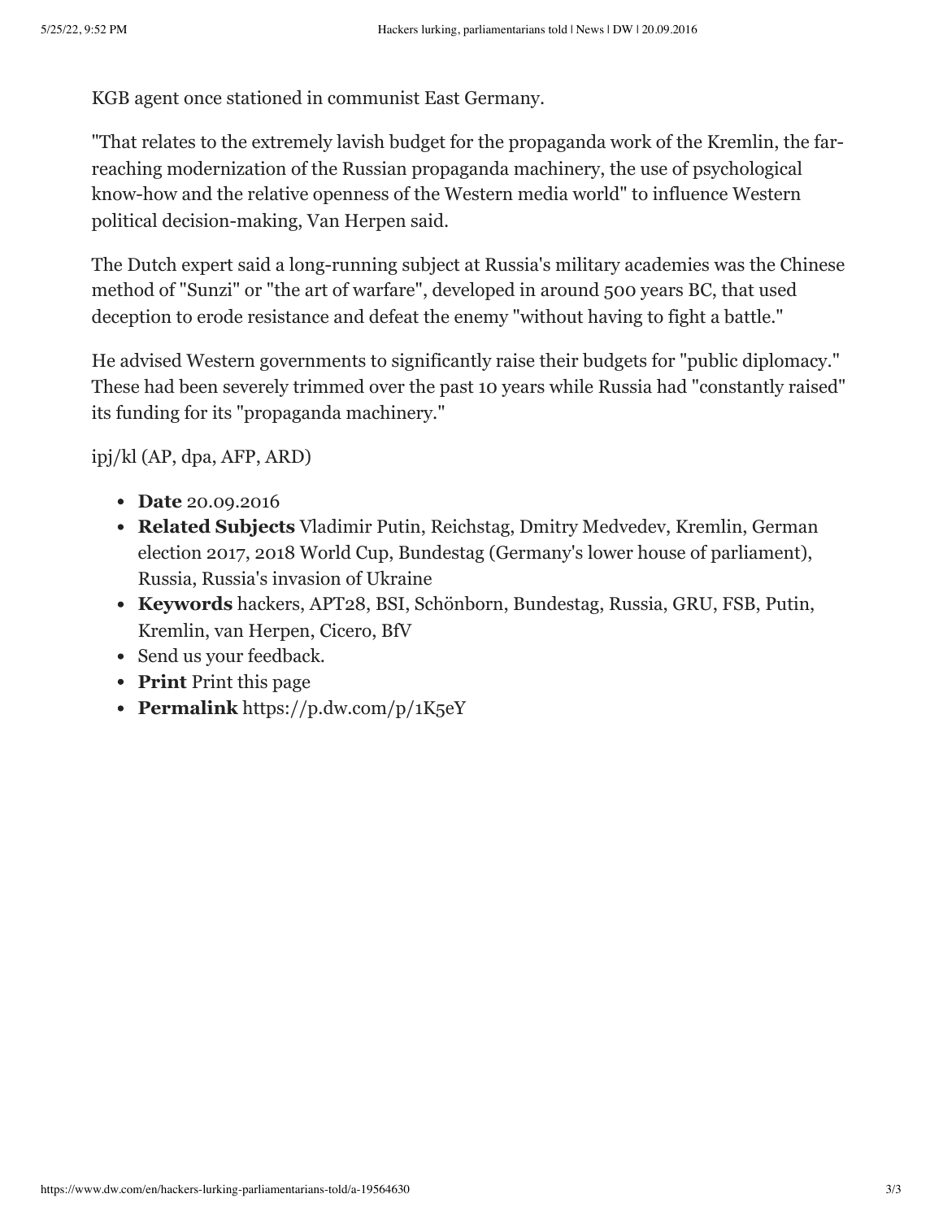KGB agent once stationed in communist East Germany.

"That relates to the extremely lavish budget for the propaganda work of the Kremlin, the far-reaching modernization of the Russian propaganda machinery, the use of psychological know-how and the relative openness of the Western media world" to influence Western political decision-making, Van Herpen said.

The Dutch expert said a long-running subject at Russia's military academies was the Chinese method of "Sunzi" or "the art of warfare", developed in around 500 years BC, that used deception to erode resistance and defeat the enemy "without having to fight a battle."

He advised Western governments to significantly raise their budgets for "public diplomacy." These had been severely trimmed over the past 10 years while Russia had "constantly raised" its funding for its "propaganda machinery."

ipj/kl (AP, dpa, AFP, ARD)

- **Date** 20.09.2016
- **Related Subjects** Vladimir Putin, Reichstag, Dmitry Medvedev, Kremlin, German election 2017, 2018 World Cup, Bundestag (Germany's lower house of parliament), Russia, Russia's invasion of Ukraine
- **Keywords** hackers, APT28, BSI, Schönborn, Bundestag, Russia, GRU, FSB, Putin, Kremlin, van Herpen, Cicero, BfV
- Send us your feedback.
- **Print** Print this page
- **Permalink** https://p.dw.com/p/1K5eY